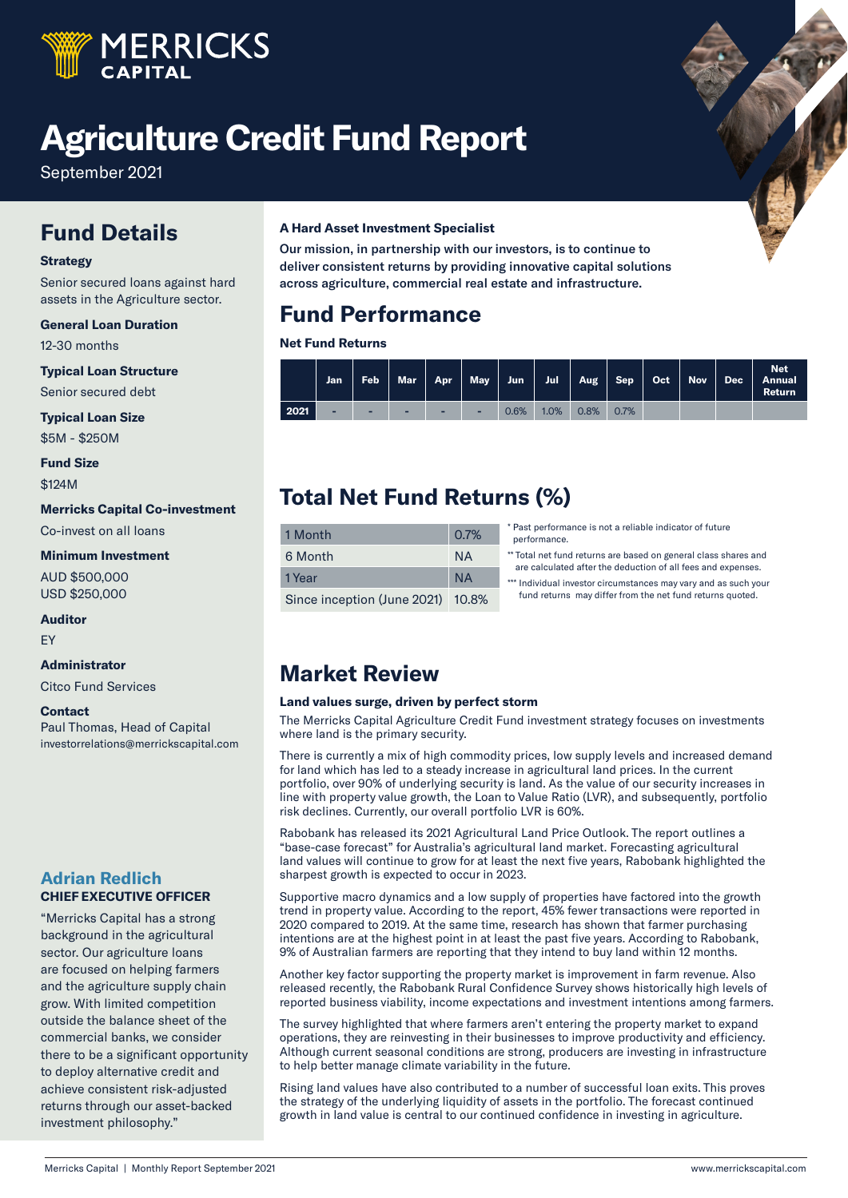# Agriculture Credit Fund Report

September 2021

## Fund Details

**Strategy**

Senior secured loans against hard assets in the Agriculture sector.

**General Loan Duration**

12-30 months

**Typical Loan Structure**

Senior secured debt

**Typical Loan Size**

$5M - $250M

**Fund Size**

$124M

**Merricks Capital Co-investment**

Co-invest on all loans

**Minimum Investment**

AUD $500,000
USD $250,000

**Auditor**

EY

**Administrator**

Citco Fund Services

**Contact**

Paul Thomas, Head of Capital
investorrelations@merrickscapital.com

### Adrian Redlich

**CHIEF EXECUTIVE OFFICER**

"Merricks Capital has a strong background in the agricultural sector. Our agriculture loans are focused on helping farmers and the agriculture supply chain grow. With limited competition outside the balance sheet of the commercial banks, we consider there to be a significant opportunity to deploy alternative credit and achieve consistent risk-adjusted returns through our asset-backed investment philosophy."

**A Hard Asset Investment Specialist**

**Our mission, in partnership with our investors, is to continue to deliver consistent returns by providing innovative capital solutions across agriculture, commercial real estate and infrastructure.**

## Fund Performance

**Net Fund Returns**

| | Jan | Feb | Mar | Apr | May | Jun | Jul | Aug | Sep | Oct | Nov | Dec | Net Annual Return |
|---|---|---|---|---|---|---|---|---|---|---|---|---|---|
| 2021 | - | - | - | - | - | 0.6% | 1.0% | 0.8% | 0.7% | | | | |

## Total Net Fund Returns (%)

| | |
|---|---|
| 1 Month | 0.7% |
| 6 Month | NA |
| 1 Year | NA |
| Since inception (June 2021) | 10.8% |

\* Past performance is not a reliable indicator of future performance.

\*\* Total net fund returns are based on general class shares and are calculated after the deduction of all fees and expenses.

\*\*\* Individual investor circumstances may vary and as such your fund returns may differ from the net fund returns quoted.

## Market Review

**Land values surge, driven by perfect storm**

The Merricks Capital Agriculture Credit Fund investment strategy focuses on investments where land is the primary security.

There is currently a mix of high commodity prices, low supply levels and increased demand for land which has led to a steady increase in agricultural land prices. In the current portfolio, over 90% of underlying security is land. As the value of our security increases in line with property value growth, the Loan to Value Ratio (LVR), and subsequently, portfolio risk declines. Currently, our overall portfolio LVR is 60%.

Rabobank has released its 2021 Agricultural Land Price Outlook. The report outlines a "base-case forecast" for Australia's agricultural land market. Forecasting agricultural land values will continue to grow for at least the next five years, Rabobank highlighted the sharpest growth is expected to occur in 2023.

Supportive macro dynamics and a low supply of properties have factored into the growth trend in property value. According to the report, 45% fewer transactions were reported in 2020 compared to 2019. At the same time, research has shown that farmer purchasing intentions are at the highest point in at least the past five years. According to Rabobank, 9% of Australian farmers are reporting that they intend to buy land within 12 months.

Another key factor supporting the property market is improvement in farm revenue. Also released recently, the Rabobank Rural Confidence Survey shows historically high levels of reported business viability, income expectations and investment intentions among farmers.

The survey highlighted that where farmers aren't entering the property market to expand operations, they are reinvesting in their businesses to improve productivity and efficiency. Although current seasonal conditions are strong, producers are investing in infrastructure to help better manage climate variability in the future.

Rising land values have also contributed to a number of successful loan exits. This proves the strategy of the underlying liquidity of assets in the portfolio. The forecast continued growth in land value is central to our continued confidence in investing in agriculture.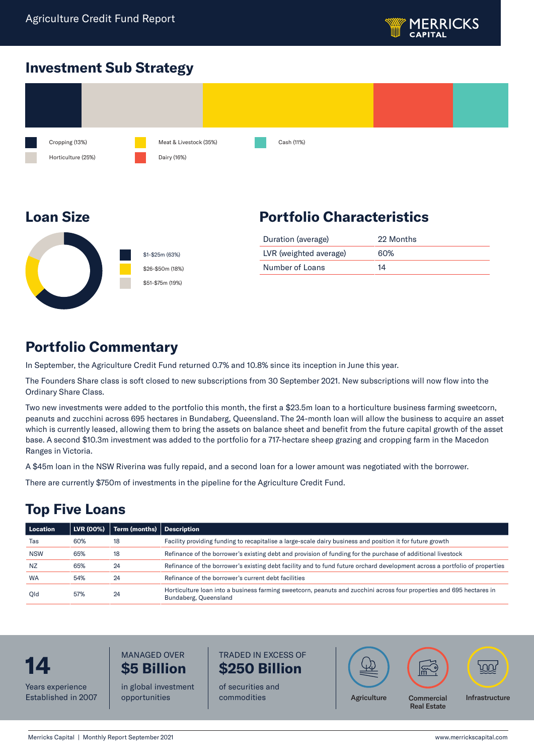Agriculture Credit Fund Report

MERRICKS CAPITAL

## Investment Sub Strategy

Cropping (13%)
Horticulture (25%)
Meat & Livestock (35%)
Dairy (16%)
Cash (11%)

## Loan Size

$1-$25m (63%)
$26-$50m (18%)
$51-$75m (19%)

## Portfolio Characteristics

| | |
|---|---|
| Duration (average) | 22 Months |
| LVR (weighted average) | 60% |
| Number of Loans | 14 |

## Portfolio Commentary

In September, the Agriculture Credit Fund returned 0.7% and 10.8% since its inception in June this year.

The Founders Share class is soft closed to new subscriptions from 30 September 2021. New subscriptions will now flow into the Ordinary Share Class.

Two new investments were added to the portfolio this month, the first a $23.5m loan to a horticulture business farming sweetcorn, peanuts and zucchini across 695 hectares in Bundaberg, Queensland. The 24-month loan will allow the business to acquire an asset which is currently leased, allowing them to bring the assets on balance sheet and benefit from the future capital growth of the asset base. A second $10.3m investment was added to the portfolio for a 717-hectare sheep grazing and cropping farm in the Macedon Ranges in Victoria.

A $45m loan in the NSW Riverina was fully repaid, and a second loan for a lower amount was negotiated with the borrower.

There are currently $750m of investments in the pipeline for the Agriculture Credit Fund.

## Top Five Loans

| Location | LVR (00%) | Term (months) | Description |
|---|---|---|---|
| Tas | 60% | 18 | Facility providing funding to recapitalise a large-scale dairy business and position it for future growth |
| NSW | 65% | 18 | Refinance of the borrower's existing debt and provision of funding for the purchase of additional livestock |
| NZ | 65% | 24 | Refinance of the borrower's existing debt facility and to fund future orchard development across a portfolio of properties |
| WA | 54% | 24 | Refinance of the borrower's current debt facilities |
| Qld | 57% | 24 | Horticulture loan into a business farming sweetcorn, peanuts and zucchini across four properties and 695 hectares in Bundaberg, Queensland |

**14**
Years experience
Established in 2007

MANAGED OVER
**$5 Billion**
in global investment opportunities

TRADED IN EXCESS OF
**$250 Billion**
of securities and commodities

Agriculture
Commercial Real Estate
Infrastructure